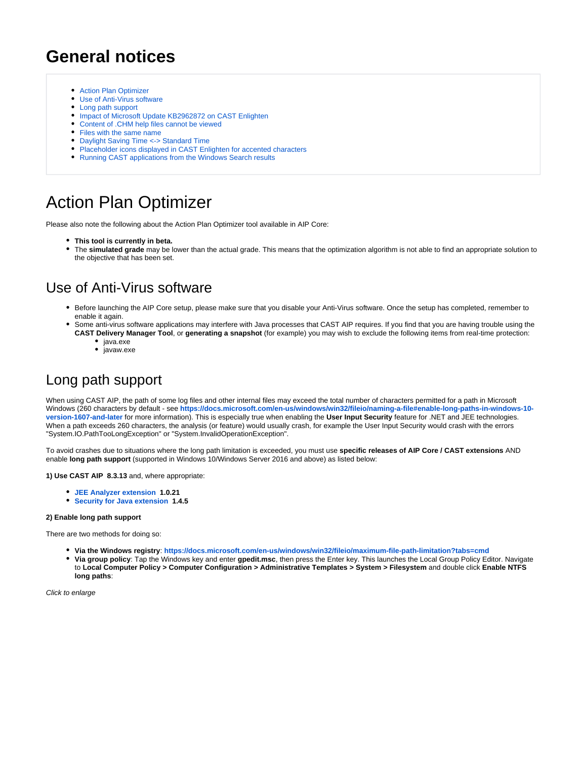# General notices

- Action Plan Optimizer
- Use of Anti-Virus software
- Long path support
- Impact of Microsoft Update KB2962872 on CAST Enlighten
- Content of .CHM help files cannot be viewed
- Files with the same name
- Daylight Saving Time <-> Standard Time
- Placeholder icons displayed in CAST Enlighten for accented characters
- Running CAST applications from the Windows Search results

# Action Plan Optimizer

Please also note the following about the Action Plan Optimizer tool available in AIP Core:

- **This tool is currently in beta.**
- The **simulated grade** may be lower than the actual grade. This means that the optimization algorithm is not able to find an appropriate solution to the objective that has been set.

## Use of Anti-Virus software

- Before launching the AIP Core setup, please make sure that you disable your Anti-Virus software. Once the setup has completed, remember to enable it again.
- Some anti-virus software applications may interfere with Java processes that CAST AIP requires. If you find that you are having trouble using the **CAST Delivery Manager Tool**, or **generating a snapshot** (for example) you may wish to exclude the following items from real-time protection:
  - java.exe
  - javaw.exe

## Long path support

When using CAST AIP, the path of some log files and other internal files may exceed the total number of characters permitted for a path in Microsoft Windows (260 characters by default - see **https://docs.microsoft.com/en-us/windows/win32/fileio/naming-a-file#enable-long-paths-in-windows-10-version-1607-and-later** for more information). This is especially true when enabling the **User Input Security** feature for .NET and JEE technologies. When a path exceeds 260 characters, the analysis (or feature) would usually crash, for example the User Input Security would crash with the errors "System.IO.PathTooLongException" or "System.InvalidOperationException".

To avoid crashes due to situations where the long path limitation is exceeded, you must use **specific releases of AIP Core / CAST extensions** AND enable **long path support** (supported in Windows 10/Windows Server 2016 and above) as listed below:

**1) Use CAST AIP 8.3.13** and, where appropriate:

- **JEE Analyzer extension 1.0.21**
- **Security for Java extension 1.4.5**

**2) Enable long path support**

There are two methods for doing so:

- **Via the Windows registry**: **https://docs.microsoft.com/en-us/windows/win32/fileio/maximum-file-path-limitation?tabs=cmd**
- **Via group policy**: Tap the Windows key and enter **gpedit.msc**, then press the Enter key. This launches the Local Group Policy Editor. Navigate to **Local Computer Policy > Computer Configuration > Administrative Templates > System > Filesystem** and double click **Enable NTFS long paths**:

*Click to enlarge*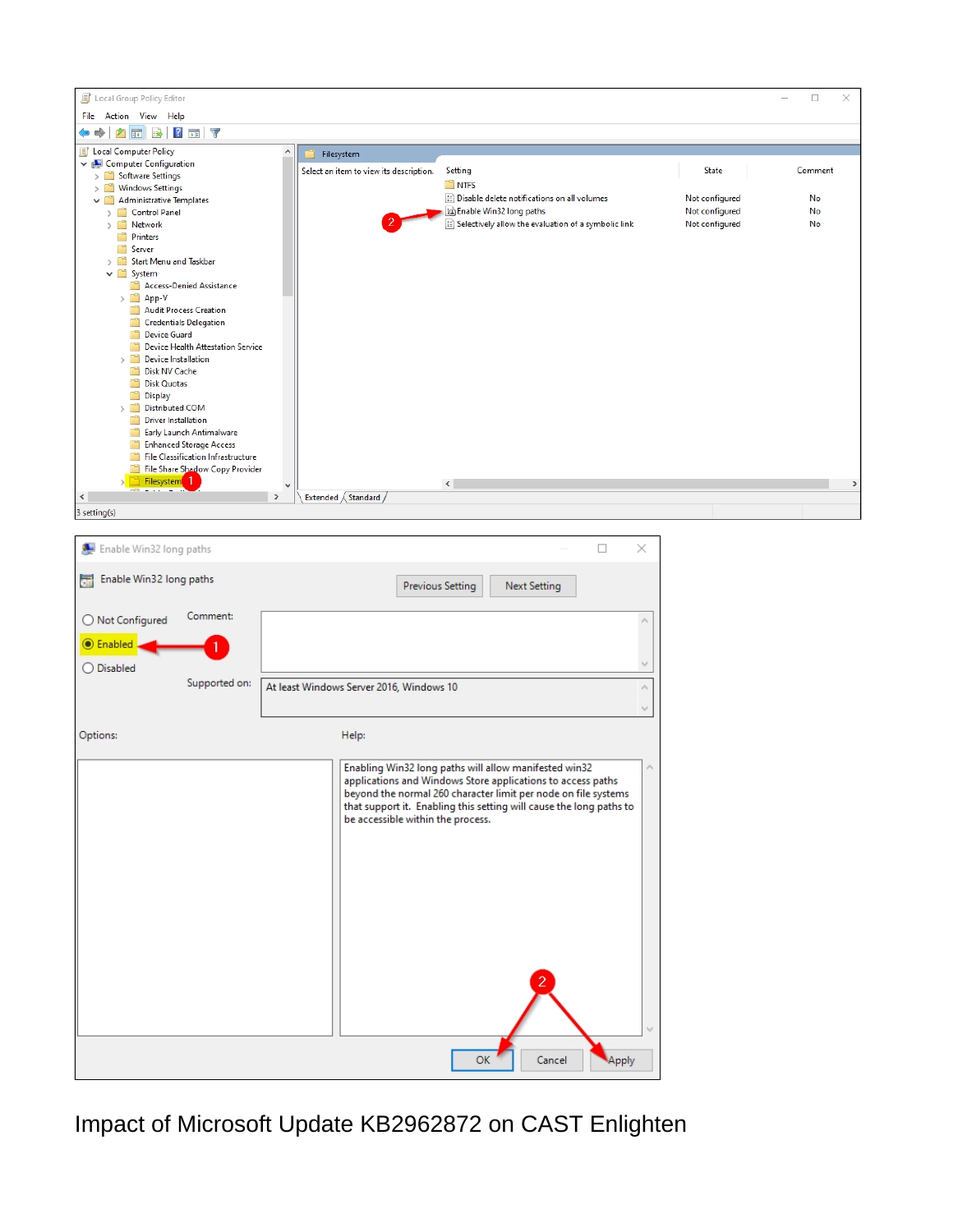## Impact of Microsoft Update KB2962872 on CAST Enlighten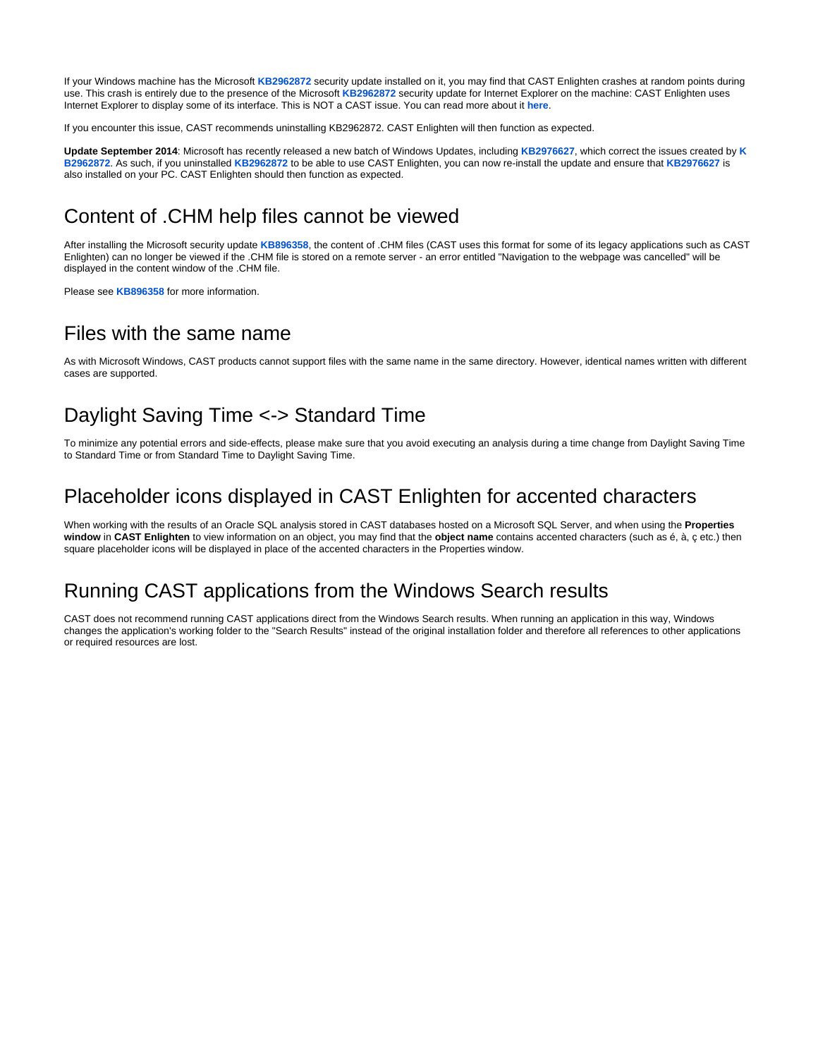If your Windows machine has the Microsoft **KB2962872** security update installed on it, you may find that CAST Enlighten crashes at random points during use. This crash is entirely due to the presence of the Microsoft **KB2962872** security update for Internet Explorer on the machine: CAST Enlighten uses Internet Explorer to display some of its interface. This is NOT a CAST issue. You can read more about it **here**.

If you encounter this issue, CAST recommends uninstalling KB2962872. CAST Enlighten will then function as expected.

**Update September 2014**: Microsoft has recently released a new batch of Windows Updates, including **KB2976627**, which correct the issues created by **KB2962872**. As such, if you uninstalled **KB2962872** to be able to use CAST Enlighten, you can now re-install the update and ensure that **KB2976627** is also installed on your PC. CAST Enlighten should then function as expected.

## Content of .CHM help files cannot be viewed

After installing the Microsoft security update **KB896358**, the content of .CHM files (CAST uses this format for some of its legacy applications such as CAST Enlighten) can no longer be viewed if the .CHM file is stored on a remote server - an error entitled "Navigation to the webpage was cancelled" will be displayed in the content window of the .CHM file.

Please see **KB896358** for more information.

## Files with the same name

As with Microsoft Windows, CAST products cannot support files with the same name in the same directory. However, identical names written with different cases are supported.

## Daylight Saving Time <-> Standard Time

To minimize any potential errors and side-effects, please make sure that you avoid executing an analysis during a time change from Daylight Saving Time to Standard Time or from Standard Time to Daylight Saving Time.

## Placeholder icons displayed in CAST Enlighten for accented characters

When working with the results of an Oracle SQL analysis stored in CAST databases hosted on a Microsoft SQL Server, and when using the **Properties window** in **CAST Enlighten** to view information on an object, you may find that the **object name** contains accented characters (such as é, à, ç etc.) then square placeholder icons will be displayed in place of the accented characters in the Properties window.

## Running CAST applications from the Windows Search results

CAST does not recommend running CAST applications direct from the Windows Search results. When running an application in this way, Windows changes the application's working folder to the "Search Results" instead of the original installation folder and therefore all references to other applications or required resources are lost.